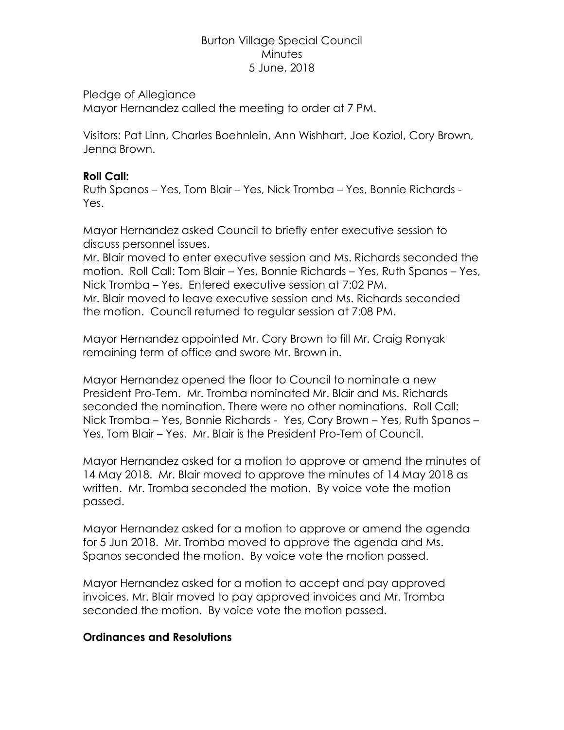# Burton Village Special Council
## Minutes
## 5 June, 2018

Pledge of Allegiance
Mayor Hernandez called the meeting to order at 7 PM.

Visitors: Pat Linn, Charles Boehnlein, Ann Wishhart, Joe Koziol, Cory Brown, Jenna Brown.

**Roll Call:**
Ruth Spanos – Yes, Tom Blair – Yes, Nick Tromba – Yes, Bonnie Richards - Yes.

Mayor Hernandez asked Council to briefly enter executive session to discuss personnel issues.
Mr. Blair moved to enter executive session and Ms. Richards seconded the motion. Roll Call: Tom Blair – Yes, Bonnie Richards – Yes, Ruth Spanos – Yes, Nick Tromba – Yes. Entered executive session at 7:02 PM.
Mr. Blair moved to leave executive session and Ms. Richards seconded the motion. Council returned to regular session at 7:08 PM.

Mayor Hernandez appointed Mr. Cory Brown to fill Mr. Craig Ronyak remaining term of office and swore Mr. Brown in.

Mayor Hernandez opened the floor to Council to nominate a new President Pro-Tem. Mr. Tromba nominated Mr. Blair and Ms. Richards seconded the nomination. There were no other nominations. Roll Call: Nick Tromba – Yes, Bonnie Richards - Yes, Cory Brown – Yes, Ruth Spanos – Yes, Tom Blair – Yes. Mr. Blair is the President Pro-Tem of Council.

Mayor Hernandez asked for a motion to approve or amend the minutes of 14 May 2018. Mr. Blair moved to approve the minutes of 14 May 2018 as written. Mr. Tromba seconded the motion. By voice vote the motion passed.

Mayor Hernandez asked for a motion to approve or amend the agenda for 5 Jun 2018. Mr. Tromba moved to approve the agenda and Ms. Spanos seconded the motion. By voice vote the motion passed.

Mayor Hernandez asked for a motion to accept and pay approved invoices. Mr. Blair moved to pay approved invoices and Mr. Tromba seconded the motion. By voice vote the motion passed.

**Ordinances and Resolutions**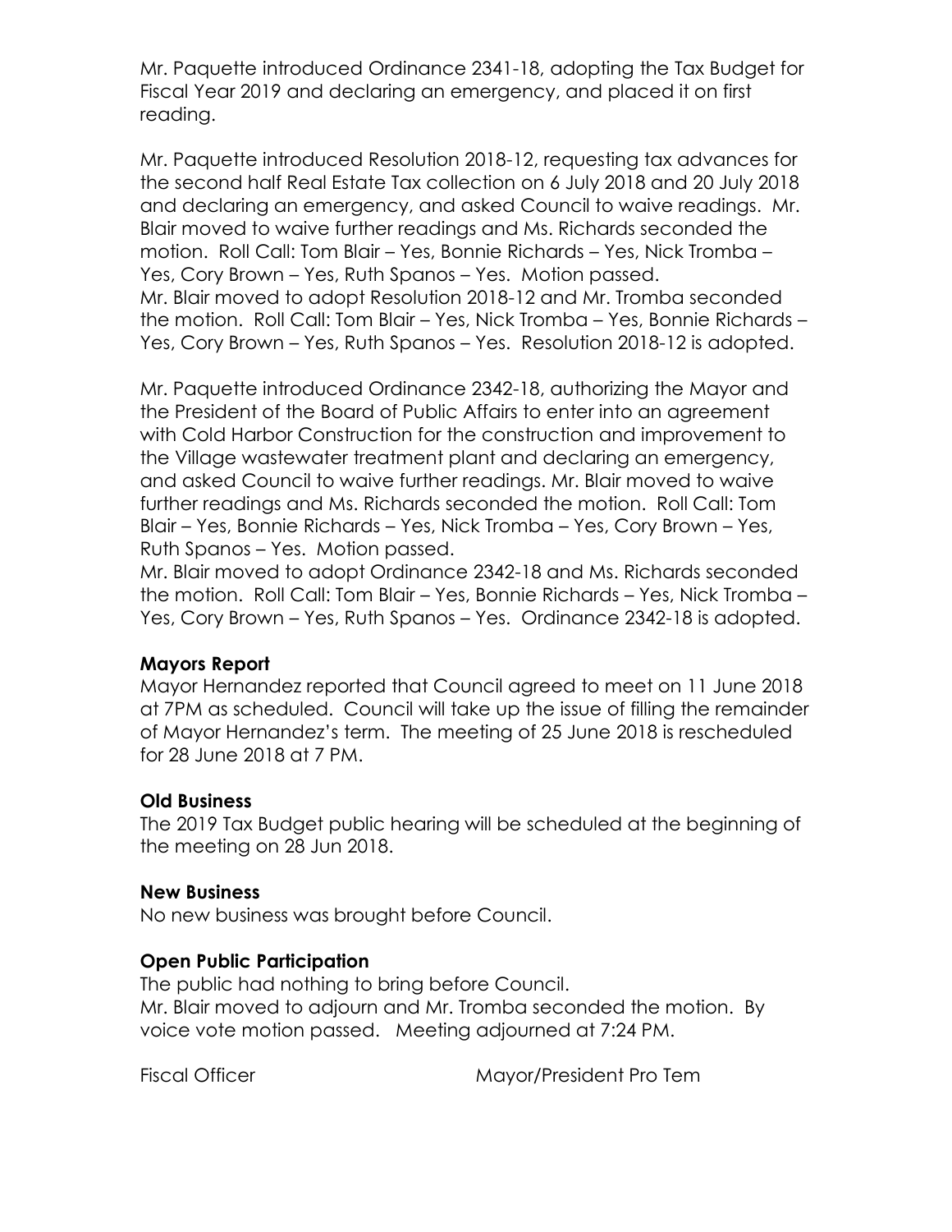Mr. Paquette introduced Ordinance 2341-18, adopting the Tax Budget for Fiscal Year 2019 and declaring an emergency, and placed it on first reading.

Mr. Paquette introduced Resolution 2018-12, requesting tax advances for the second half Real Estate Tax collection on 6 July 2018 and 20 July 2018 and declaring an emergency, and asked Council to waive readings. Mr. Blair moved to waive further readings and Ms. Richards seconded the motion. Roll Call: Tom Blair – Yes, Bonnie Richards – Yes, Nick Tromba – Yes, Cory Brown – Yes, Ruth Spanos – Yes. Motion passed.
Mr. Blair moved to adopt Resolution 2018-12 and Mr. Tromba seconded the motion. Roll Call: Tom Blair – Yes, Nick Tromba – Yes, Bonnie Richards – Yes, Cory Brown – Yes, Ruth Spanos – Yes. Resolution 2018-12 is adopted.

Mr. Paquette introduced Ordinance 2342-18, authorizing the Mayor and the President of the Board of Public Affairs to enter into an agreement with Cold Harbor Construction for the construction and improvement to the Village wastewater treatment plant and declaring an emergency, and asked Council to waive further readings. Mr. Blair moved to waive further readings and Ms. Richards seconded the motion. Roll Call: Tom Blair – Yes, Bonnie Richards – Yes, Nick Tromba – Yes, Cory Brown – Yes, Ruth Spanos – Yes. Motion passed.
Mr. Blair moved to adopt Ordinance 2342-18 and Ms. Richards seconded the motion. Roll Call: Tom Blair – Yes, Bonnie Richards – Yes, Nick Tromba – Yes, Cory Brown – Yes, Ruth Spanos – Yes. Ordinance 2342-18 is adopted.

**Mayors Report**
Mayor Hernandez reported that Council agreed to meet on 11 June 2018 at 7PM as scheduled. Council will take up the issue of filling the remainder of Mayor Hernandez's term. The meeting of 25 June 2018 is rescheduled for 28 June 2018 at 7 PM.

**Old Business**
The 2019 Tax Budget public hearing will be scheduled at the beginning of the meeting on 28 Jun 2018.

**New Business**
No new business was brought before Council.

**Open Public Participation**
The public had nothing to bring before Council.
Mr. Blair moved to adjourn and Mr. Tromba seconded the motion. By voice vote motion passed. Meeting adjourned at 7:24 PM.

Fiscal Officer Mayor/President Pro Tem